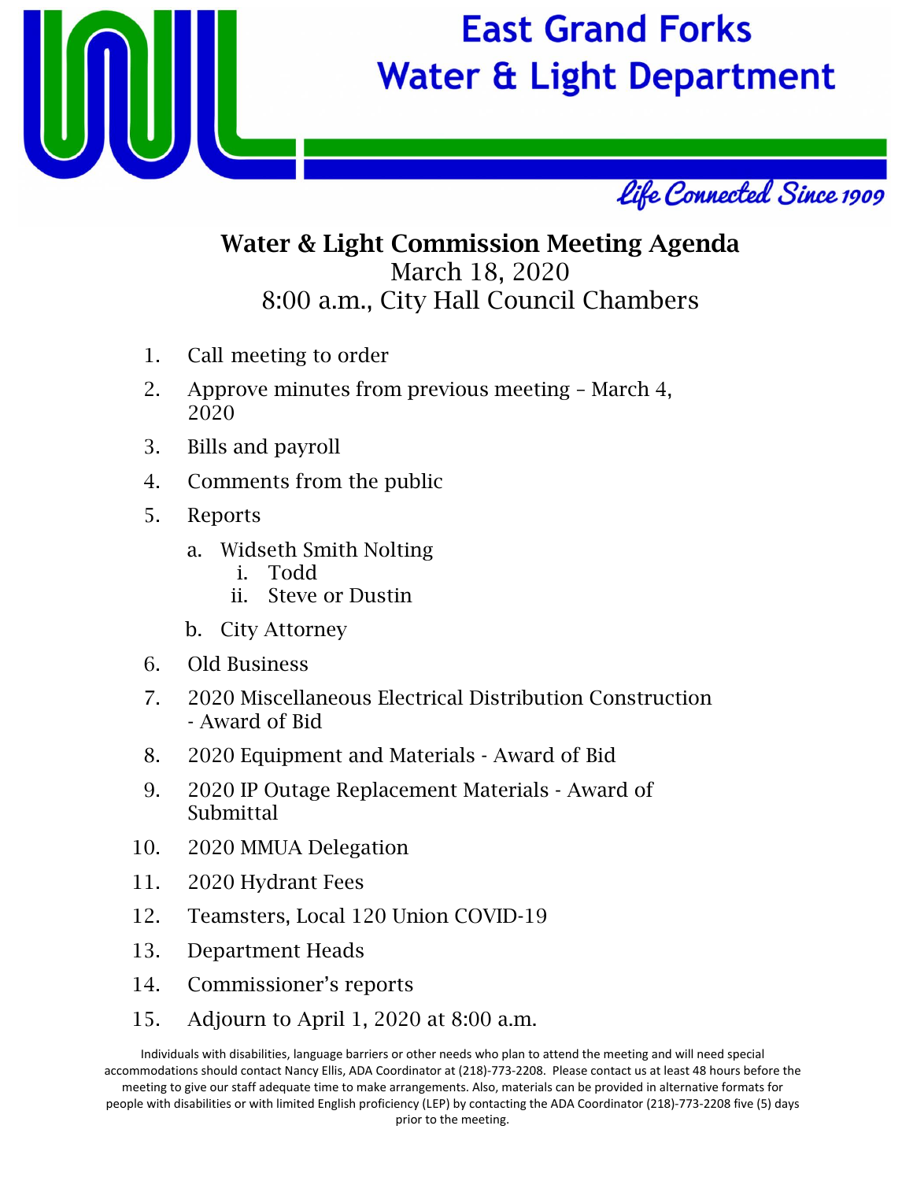# East Grand Forks Water & Light Department

*Life Connected Since 1909*

## Water & Light Commission Meeting Agenda

March 18, 2020
8:00 a.m., City Hall Council Chambers

1. Call meeting to order
2. Approve minutes from previous meeting – March 4, 2020
3. Bills and payroll
4. Comments from the public
5. Reports
   a. Widseth Smith Nolting
      i. Todd
      ii. Steve or Dustin
   b. City Attorney
6. Old Business
7. 2020 Miscellaneous Electrical Distribution Construction - Award of Bid
8. 2020 Equipment and Materials - Award of Bid
9. 2020 IP Outage Replacement Materials - Award of Submittal
10. 2020 MMUA Delegation
11. 2020 Hydrant Fees
12. Teamsters, Local 120 Union COVID-19
13. Department Heads
14. Commissioner's reports
15. Adjourn to April 1, 2020 at 8:00 a.m.

Individuals with disabilities, language barriers or other needs who plan to attend the meeting and will need special accommodations should contact Nancy Ellis, ADA Coordinator at (218)-773-2208. Please contact us at least 48 hours before the meeting to give our staff adequate time to make arrangements. Also, materials can be provided in alternative formats for people with disabilities or with limited English proficiency (LEP) by contacting the ADA Coordinator (218)-773-2208 five (5) days prior to the meeting.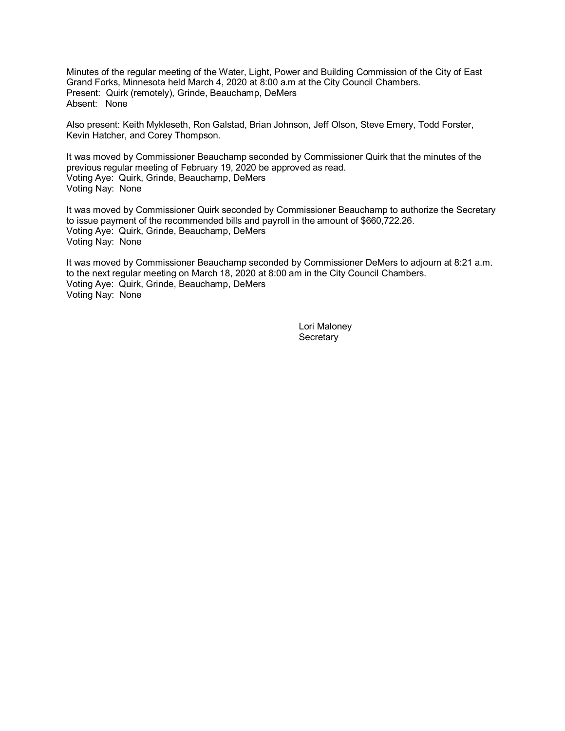Minutes of the regular meeting of the Water, Light, Power and Building Commission of the City of East Grand Forks, Minnesota held March 4, 2020 at 8:00 a.m at the City Council Chambers.
Present: Quirk (remotely), Grinde, Beauchamp, DeMers
Absent: None

Also present: Keith Mykleseth, Ron Galstad, Brian Johnson, Jeff Olson, Steve Emery, Todd Forster, Kevin Hatcher, and Corey Thompson.

It was moved by Commissioner Beauchamp seconded by Commissioner Quirk that the minutes of the previous regular meeting of February 19, 2020 be approved as read.
Voting Aye: Quirk, Grinde, Beauchamp, DeMers
Voting Nay: None

It was moved by Commissioner Quirk seconded by Commissioner Beauchamp to authorize the Secretary to issue payment of the recommended bills and payroll in the amount of $660,722.26.
Voting Aye: Quirk, Grinde, Beauchamp, DeMers
Voting Nay: None

It was moved by Commissioner Beauchamp seconded by Commissioner DeMers to adjourn at 8:21 a.m. to the next regular meeting on March 18, 2020 at 8:00 am in the City Council Chambers.
Voting Aye: Quirk, Grinde, Beauchamp, DeMers
Voting Nay: None

Lori Maloney
Secretary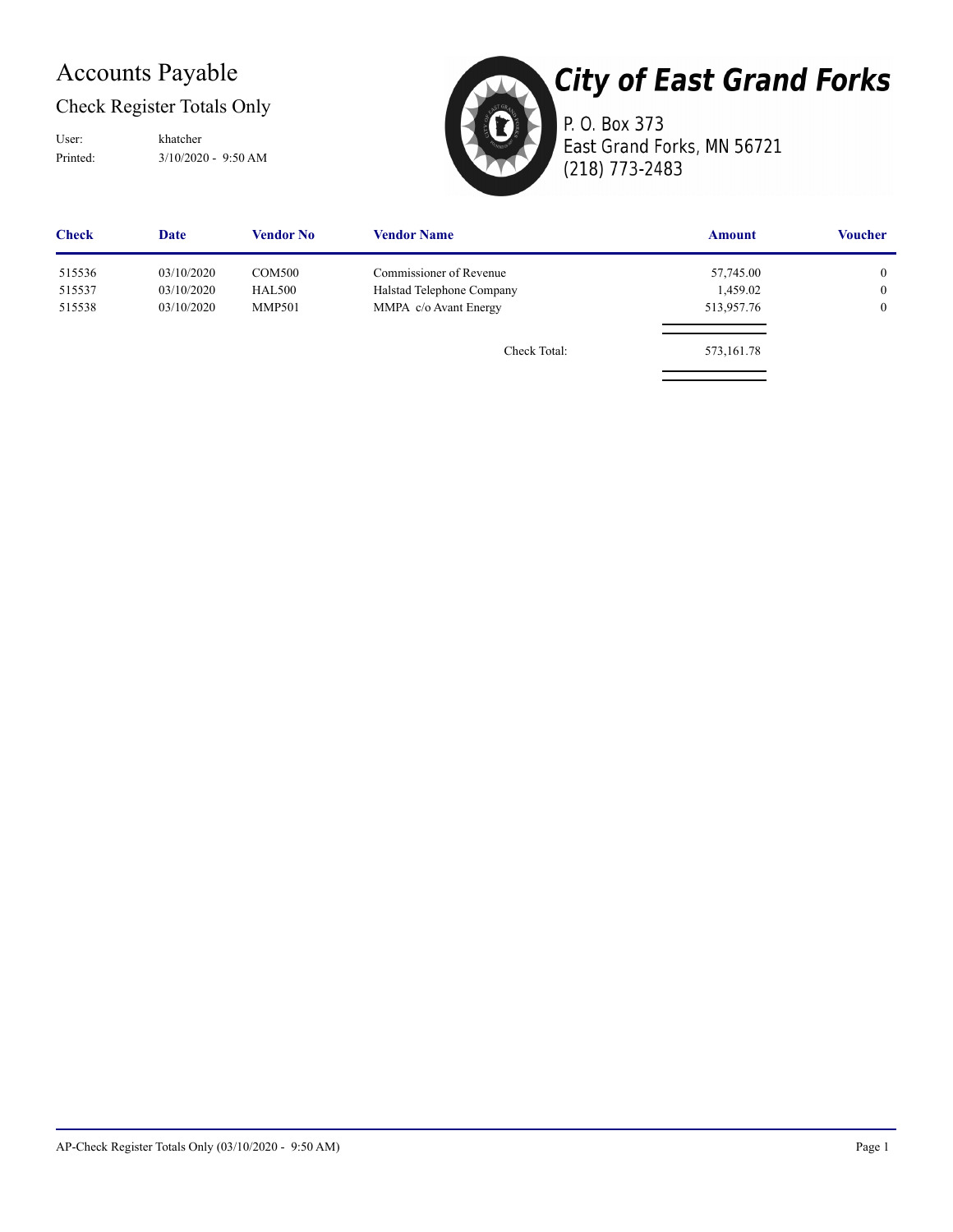# Accounts Payable

## Check Register Totals Only

User: khatcher
Printed: 3/10/2020 - 9:50 AM

**City of East Grand Forks**
P. O. Box 373
East Grand Forks, MN 56721
(218) 773-2483

| Check | Date | Vendor No | Vendor Name | Amount | Voucher |
|---|---|---|---|---|---|
| 515536 | 03/10/2020 | COM500 | Commissioner of Revenue | 57,745.00 | 0 |
| 515537 | 03/10/2020 | HAL500 | Halstad Telephone Company | 1,459.02 | 0 |
| 515538 | 03/10/2020 | MMP501 | MMPA c/o Avant Energy | 513,957.76 | 0 |
| | | | Check Total: | 573,161.78 | |

AP-Check Register Totals Only (03/10/2020 - 9:50 AM)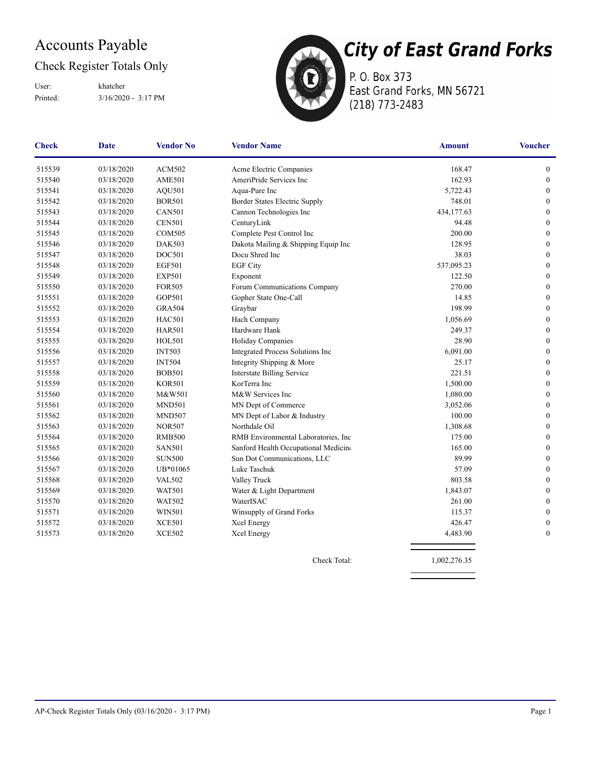# Accounts Payable

## Check Register Totals Only

User: khatcher
Printed: 3/16/2020 - 3:17 PM

**City of East Grand Forks**
P. O. Box 373
East Grand Forks, MN 56721
(218) 773-2483

| Check | Date | Vendor No | Vendor Name | Amount | Voucher |
|---|---|---|---|---|---|
| 515539 | 03/18/2020 | ACM502 | Acme Electric Companies | 168.47 | 0 |
| 515540 | 03/18/2020 | AME501 | AmeriPride Services Inc | 162.93 | 0 |
| 515541 | 03/18/2020 | AQU501 | Aqua-Pure Inc | 5,722.43 | 0 |
| 515542 | 03/18/2020 | BOR501 | Border States Electric Supply | 748.01 | 0 |
| 515543 | 03/18/2020 | CAN501 | Cannon Technologies Inc | 434,177.63 | 0 |
| 515544 | 03/18/2020 | CEN501 | CenturyLink | 94.48 | 0 |
| 515545 | 03/18/2020 | COM505 | Complete Pest Control Inc | 200.00 | 0 |
| 515546 | 03/18/2020 | DAK503 | Dakota Mailing & Shipping Equip Inc | 128.95 | 0 |
| 515547 | 03/18/2020 | DOC501 | Docu Shred Inc | 38.03 | 0 |
| 515548 | 03/18/2020 | EGF501 | EGF City | 537,095.23 | 0 |
| 515549 | 03/18/2020 | EXP501 | Exponent | 122.50 | 0 |
| 515550 | 03/18/2020 | FOR505 | Forum Communications Company | 270.00 | 0 |
| 515551 | 03/18/2020 | GOP501 | Gopher State One-Call | 14.85 | 0 |
| 515552 | 03/18/2020 | GRA504 | Graybar | 198.99 | 0 |
| 515553 | 03/18/2020 | HAC501 | Hach Company | 1,056.69 | 0 |
| 515554 | 03/18/2020 | HAR501 | Hardware Hank | 249.37 | 0 |
| 515555 | 03/18/2020 | HOL501 | Holiday Companies | 28.90 | 0 |
| 515556 | 03/18/2020 | INT503 | Integrated Process Solutions Inc | 6,091.00 | 0 |
| 515557 | 03/18/2020 | INT504 | Integrity Shipping & More | 25.17 | 0 |
| 515558 | 03/18/2020 | BOB501 | Interstate Billing Service | 221.51 | 0 |
| 515559 | 03/18/2020 | KOR501 | KorTerra Inc | 1,500.00 | 0 |
| 515560 | 03/18/2020 | M&W501 | M&W Services Inc | 1,080.00 | 0 |
| 515561 | 03/18/2020 | MND501 | MN Dept of Commerce | 3,052.06 | 0 |
| 515562 | 03/18/2020 | MND507 | MN Dept of Labor & Industry | 100.00 | 0 |
| 515563 | 03/18/2020 | NOR507 | Northdale Oil | 1,308.68 | 0 |
| 515564 | 03/18/2020 | RMB500 | RMB Environmental Laboratories, Inc | 175.00 | 0 |
| 515565 | 03/18/2020 | SAN501 | Sanford Health Occupational Medicin | 165.00 | 0 |
| 515566 | 03/18/2020 | SUN500 | Sun Dot Communications, LLC | 89.99 | 0 |
| 515567 | 03/18/2020 | UB*01065 | Luke Taschuk | 57.09 | 0 |
| 515568 | 03/18/2020 | VAL502 | Valley Truck | 803.58 | 0 |
| 515569 | 03/18/2020 | WAT501 | Water & Light Department | 1,843.07 | 0 |
| 515570 | 03/18/2020 | WAT502 | WaterISAC | 261.00 | 0 |
| 515571 | 03/18/2020 | WIN501 | Winsupply of Grand Forks | 115.37 | 0 |
| 515572 | 03/18/2020 | XCE501 | Xcel Energy | 426.47 | 0 |
| 515573 | 03/18/2020 | XCE502 | Xcel Energy | 4,483.90 | 0 |
| | | | Check Total: | 1,002,276.35 | |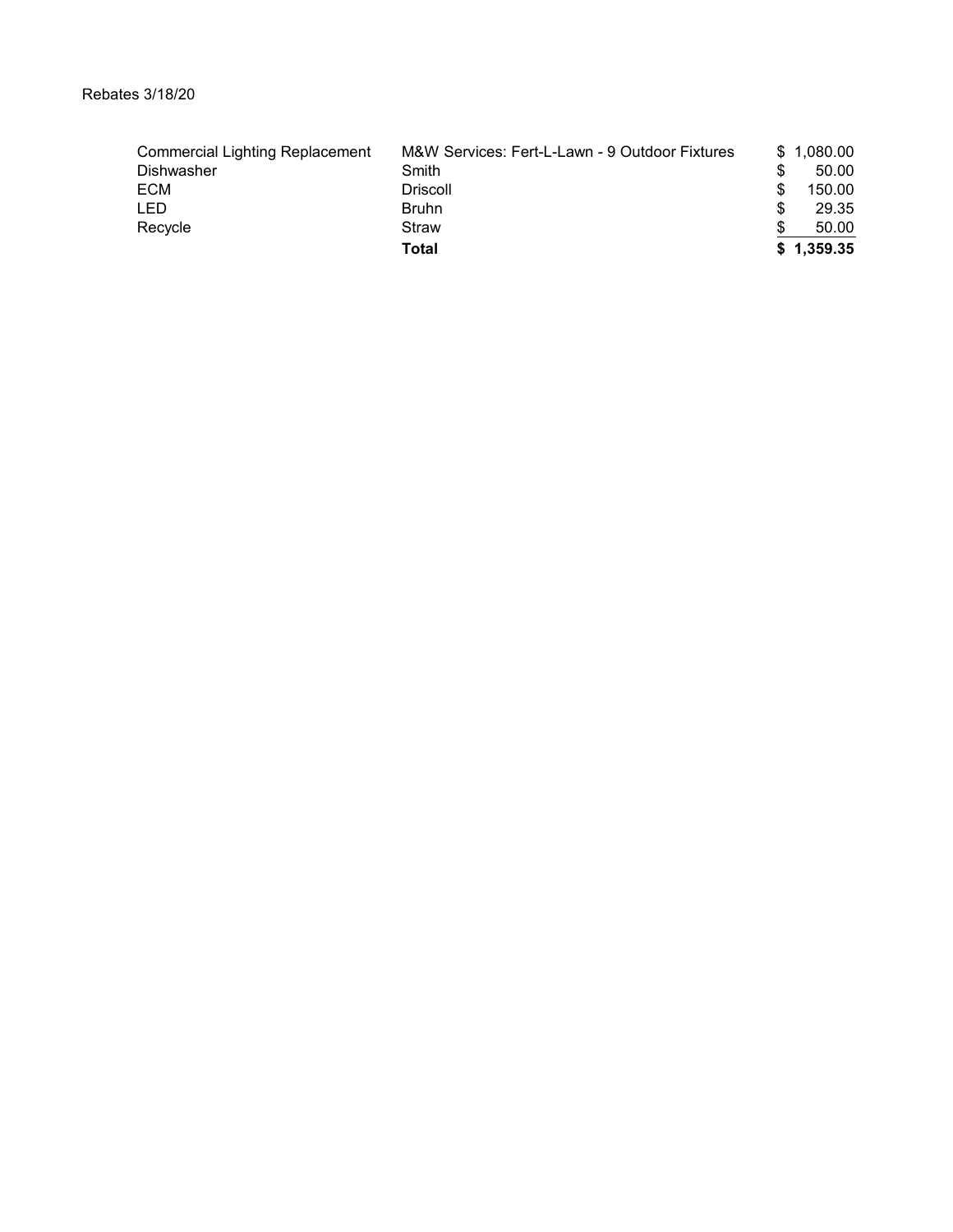Rebates 3/18/20

| | | |
|---|---|---|
| Commercial Lighting Replacement | M&W Services: Fert-L-Lawn - 9 Outdoor Fixtures | $ 1,080.00 |
| Dishwasher | Smith | $ 50.00 |
| ECM | Driscoll | $ 150.00 |
| LED | Bruhn | $ 29.35 |
| Recycle | Straw | $ 50.00 |
| | **Total** | **$ 1,359.35** |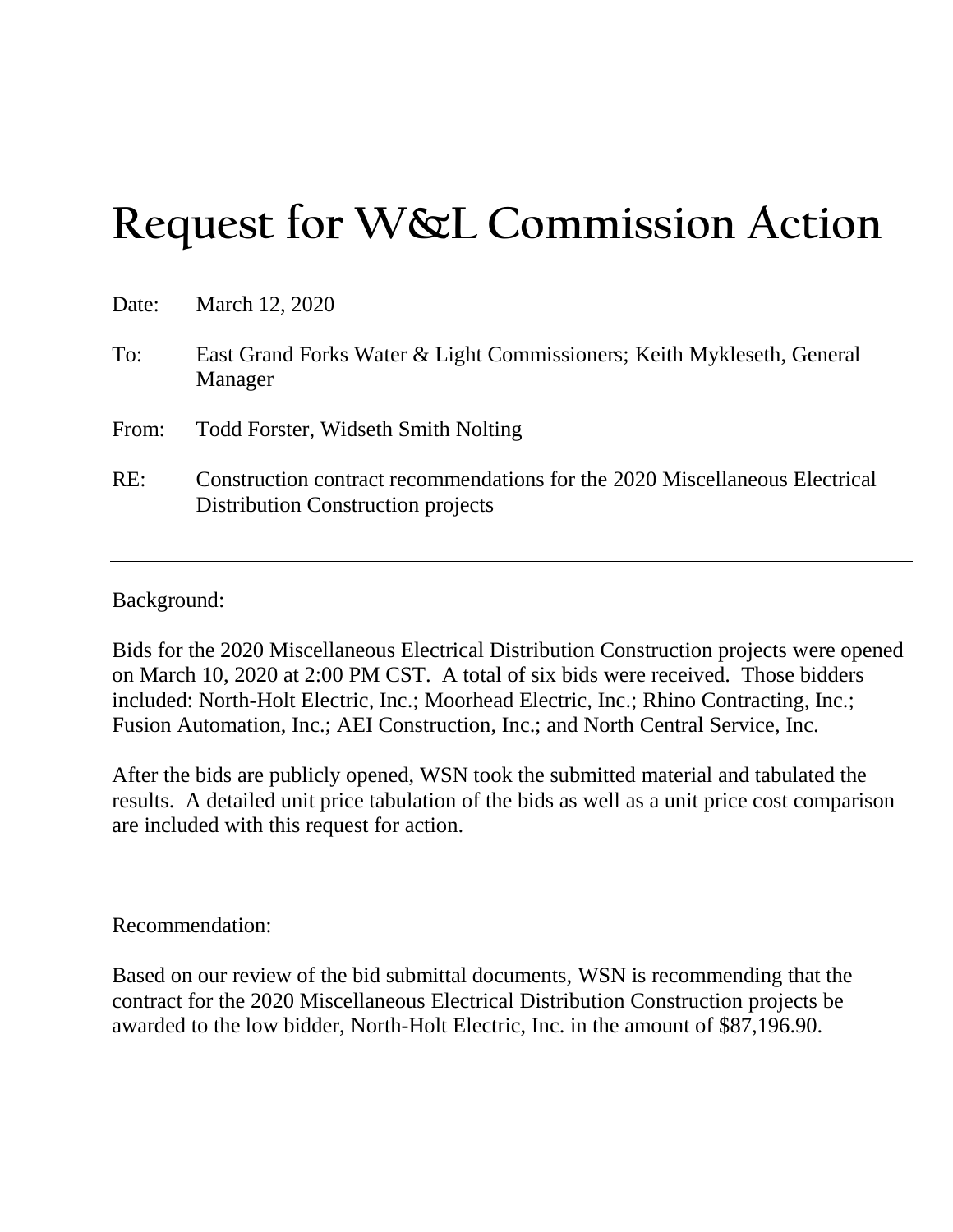# Request for W&L Commission Action

Date: March 12, 2020

To: East Grand Forks Water & Light Commissioners; Keith Mykleseth, General Manager

From: Todd Forster, Widseth Smith Nolting

RE: Construction contract recommendations for the 2020 Miscellaneous Electrical Distribution Construction projects

---

Background:

Bids for the 2020 Miscellaneous Electrical Distribution Construction projects were opened on March 10, 2020 at 2:00 PM CST. A total of six bids were received. Those bidders included: North-Holt Electric, Inc.; Moorhead Electric, Inc.; Rhino Contracting, Inc.; Fusion Automation, Inc.; AEI Construction, Inc.; and North Central Service, Inc.

After the bids are publicly opened, WSN took the submitted material and tabulated the results. A detailed unit price tabulation of the bids as well as a unit price cost comparison are included with this request for action.

Recommendation:

Based on our review of the bid submittal documents, WSN is recommending that the contract for the 2020 Miscellaneous Electrical Distribution Construction projects be awarded to the low bidder, North-Holt Electric, Inc. in the amount of $87,196.90.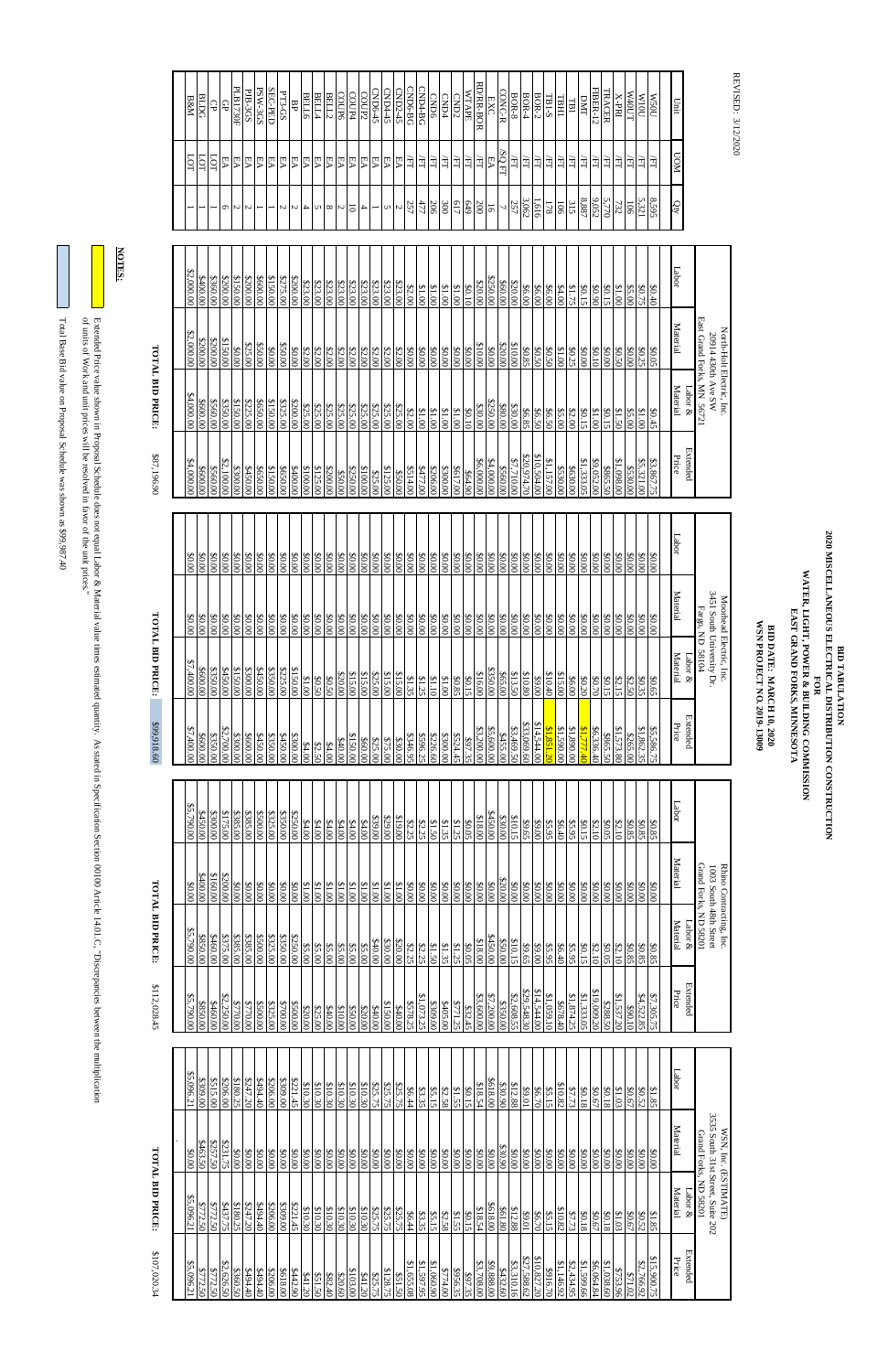REVISED: 3/12/2020

# BID TABULATION

## 2020 MISCELLANEOUS ELECTRICAL DISTRIBUTION CONSTRUCTION
## FOR
## WATER, LIGHT, POWER & BUILDING COMMISSION
## EAST GRAND FORKS, MINNESOTA

**BID DATE: MARCH 10, 2020**
**WSN PROJECT NO. 2019-13009**

| | | | North-Holt Electric, Inc. 20914 430th Ave SW East Grand Forks, MN 56721 | | | | Moorhead Electric, Inc. 3451 South University Dr. Fargo, ND 58104 | | | | Rhino Contracting, Inc. 1003 South 48th Street Grand Forks, ND 58201 | | | | WSN, Inc. (ESTIMATE) 3535 South 31st Street, Suite 202 Grand Forks, ND 58201 | | | |
|---|---|---|---|---|---|---|---|---|---|---|---|---|---|---|---|---|---|---|
| Unit | UOM | Qty | Labor | Material | Labor & Material | Extended Price | Labor | Material | Labor & Material | Extended Price | Labor | Material | Labor & Material | Extended Price | Labor | Material | Labor & Material | Extended Price |
| W50U | /FT | 8,595 | $0.40 | $0.05 | $0.45 | $3,867.75 | $0.00 | $0.00 | $0.65 | $5,586.75 | $0.85 | $0.00 | $0.85 | $7,305.75 | $1.85 | $0.00 | $1.85 | $15,900.75 |
| W10U | /FT | 5,321 | $0.75 | $0.25 | $1.00 | $5,321.00 | $0.00 | $0.00 | $0.35 | $1,862.35 | $0.85 | $0.00 | $0.85 | $4,522.85 | $0.52 | $0.00 | $0.52 | $2,766.92 |
| W40UT | /FT | 106 | $5.00 | $0.00 | $5.00 | $530.00 | $0.00 | $0.00 | $2.50 | $265.00 | $0.85 | $0.00 | $0.85 | $90.10 | $0.67 | $0.00 | $0.67 | $71.02 |
| X-PRI | /FT | 732 | $1.00 | $0.50 | $1.50 | $1,098.00 | $0.00 | $0.00 | $2.15 | $1,573.80 | $2.10 | $0.00 | $2.10 | $1,537.20 | $1.03 | $0.00 | $1.03 | $753.96 |
| TRACER | /FT | 5,770 | $0.15 | $0.00 | $0.15 | $865.50 | $0.00 | $0.00 | $0.15 | $865.50 | $0.05 | $0.00 | $0.05 | $288.50 | $0.18 | $0.00 | $0.18 | $1,038.60 |
| FIBER-12 | /FT | 9,052 | $0.90 | $0.10 | $1.00 | $9,052.00 | $0.00 | $0.00 | $0.70 | $6,336.40 | $2.10 | $0.00 | $2.10 | $19,009.20 | $0.67 | $0.00 | $0.67 | $6,064.84 |
| DMT | /FT | 8,887 | $0.15 | $0.00 | $0.15 | $1,333.05 | $0.00 | $0.00 | $0.20 | $1,777.40 | $0.15 | $0.00 | $0.15 | $1,333.05 | $0.18 | $0.00 | $0.18 | $1,599.66 |
| TBI | /FT | 315 | $1.75 | $0.25 | $2.00 | $630.00 | $0.00 | $0.00 | $6.00 | $1,890.00 | $5.95 | $0.00 | $5.95 | $1,874.25 | $7.73 | $0.00 | $7.73 | $2,434.95 |
| TBHI | /FT | 106 | $4.00 | $1.00 | $5.00 | $530.00 | $0.00 | $0.00 | $15.00 | $1,590.00 | $6.40 | $0.00 | $6.40 | $678.40 | $10.82 | $0.00 | $10.82 | $1,146.92 |
| TBI-S | /FT | 178 | $6.00 | $0.50 | $6.50 | $1,157.00 | $0.00 | $0.00 | $10.40 | $1,851.20 | $5.95 | $0.00 | $5.95 | $1,059.10 | $5.15 | $0.00 | $5.15 | $916.70 |
| BOR-2 | /FT | 1,616 | $6.00 | $0.50 | $6.50 | $10,504.00 | $0.00 | $0.00 | $9.00 | $14,544.00 | $9.00 | $0.00 | $9.00 | $14,544.00 | $6.70 | $0.00 | $6.70 | $10,827.20 |
| BOR-4 | /FT | 3,062 | $6.00 | $0.85 | $6.85 | $20,974.70 | $0.00 | $0.00 | $10.80 | $33,069.60 | $9.65 | $0.00 | $9.65 | $29,548.30 | $9.01 | $0.00 | $9.01 | $27,588.62 |
| BOR-8 | /FT | 257 | $20.00 | $10.00 | $30.00 | $7,710.00 | $0.00 | $0.00 | $13.50 | $3,469.50 | $10.15 | $0.00 | $10.15 | $2,608.55 | $12.88 | $0.00 | $12.88 | $3,310.16 |
| CONC-R | /SQ FT | 7 | $60.00 | $20.00 | $80.00 | $560.00 | $0.00 | $0.00 | $65.00 | $455.00 | $30.00 | $20.00 | $50.00 | $350.00 | $30.90 | $30.90 | $61.80 | $432.60 |
| EXC | EA | 16 | $250.00 | $0.00 | $250.00 | $4,000.00 | $0.00 | $0.00 | $350.00 | $5,600.00 | $450.00 | $0.00 | $450.00 | $7,200.00 | $618.00 | $0.00 | $618.00 | $9,888.00 |
| RD/RR-BOR | /FT | 200 | $20.00 | $10.00 | $30.00 | $6,000.00 | $0.00 | $0.00 | $16.00 | $3,200.00 | $18.00 | $0.00 | $18.00 | $3,600.00 | $18.54 | $0.00 | $18.54 | $3,708.00 |
| WTAPE | /FT | 649 | $0.10 | $0.00 | $0.10 | $64.90 | $0.00 | $0.00 | $0.15 | $97.35 | $0.05 | $0.00 | $0.05 | $32.45 | $0.15 | $0.00 | $0.15 | $97.35 |
| CND2 | /FT | 617 | $1.00 | $0.00 | $1.00 | $617.00 | $0.00 | $0.00 | $0.85 | $524.45 | $1.25 | $0.00 | $1.25 | $771.25 | $1.55 | $0.00 | $1.55 | $956.35 |
| CND4 | /FT | 300 | $1.00 | $0.00 | $1.00 | $300.00 | $0.00 | $0.00 | $1.00 | $300.00 | $1.35 | $0.00 | $1.35 | $405.00 | $2.58 | $0.00 | $2.58 | $774.00 |
| CND6 | /FT | 206 | $1.00 | $0.00 | $1.00 | $206.00 | $0.00 | $0.00 | $1.10 | $226.60 | $1.50 | $0.00 | $1.50 | $309.00 | $5.15 | $0.00 | $5.15 | $1,060.90 |
| CND4-BG | /FT | 477 | $1.00 | $0.00 | $1.00 | $477.00 | $0.00 | $0.00 | $1.25 | $596.25 | $2.25 | $0.00 | $2.25 | $1,073.25 | $3.35 | $0.00 | $3.35 | $1,597.95 |
| CND6-BG | /FT | 257 | $2.00 | $0.00 | $2.00 | $514.00 | $0.00 | $0.00 | $1.35 | $346.95 | $2.25 | $0.00 | $2.25 | $578.25 | $6.44 | $0.00 | $6.44 | $1,655.08 |
| CND2-45 | EA | 2 | $23.00 | $2.00 | $25.00 | $50.00 | $0.00 | $0.00 | $15.00 | $30.00 | $19.00 | $1.00 | $20.00 | $40.00 | $25.75 | $0.00 | $25.75 | $51.50 |
| CND4-45 | EA | 5 | $23.00 | $2.00 | $25.00 | $125.00 | $0.00 | $0.00 | $15.00 | $75.00 | $29.00 | $1.00 | $30.00 | $150.00 | $25.75 | $0.00 | $25.75 | $128.75 |
| CND6-45 | EA | 1 | $23.00 | $2.00 | $25.00 | $25.00 | $0.00 | $0.00 | $25.00 | $25.00 | $39.00 | $1.00 | $40.00 | $40.00 | $25.75 | $0.00 | $25.75 | $25.75 |
| COU2 | EA | 4 | $23.00 | $2.00 | $25.00 | $100.00 | $0.00 | $0.00 | $15.00 | $60.00 | $4.00 | $1.00 | $5.00 | $20.00 | $10.30 | $0.00 | $10.30 | $41.20 |
| COU4 | EA | 10 | $23.00 | $2.00 | $25.00 | $250.00 | $0.00 | $0.00 | $15.00 | $150.00 | $4.00 | $1.00 | $5.00 | $50.00 | $10.30 | $0.00 | $10.30 | $103.00 |
| COU6 | EA | 2 | $23.00 | $2.00 | $25.00 | $50.00 | $0.00 | $0.00 | $20.00 | $40.00 | $4.00 | $1.00 | $5.00 | $10.00 | $10.30 | $0.00 | $10.30 | $20.60 |
| BELL2 | EA | 8 | $23.00 | $2.00 | $25.00 | $200.00 | $0.00 | $0.00 | $0.50 | $4.00 | $4.00 | $1.00 | $5.00 | $40.00 | $10.30 | $0.00 | $10.30 | $82.40 |
| BELL4 | EA | 5 | $23.00 | $2.00 | $25.00 | $125.00 | $0.00 | $0.00 | $0.50 | $2.50 | $4.00 | $1.00 | $5.00 | $25.00 | $10.30 | $0.00 | $10.30 | $51.50 |
| BELL6 | EA | 4 | $23.00 | $2.00 | $25.00 | $100.00 | $0.00 | $0.00 | $1.00 | $4.00 | $4.00 | $1.00 | $5.00 | $20.00 | $10.30 | $0.00 | $10.30 | $41.20 |
| BP | EA | 2 | $200.00 | $0.00 | $200.00 | $400.00 | $0.00 | $0.00 | $150.00 | $300.00 | $250.00 | $0.00 | $250.00 | $500.00 | $221.45 | $0.00 | $221.45 | $442.90 |
| PT3-GS | EA | 2 | $275.00 | $50.00 | $325.00 | $650.00 | $0.00 | $0.00 | $225.00 | $450.00 | $350.00 | $0.00 | $350.00 | $700.00 | $309.00 | $0.00 | $309.00 | $618.00 |
| SEC-PED | EA | 1 | $150.00 | $0.00 | $150.00 | $150.00 | $0.00 | $0.00 | $350.00 | $350.00 | $325.00 | $0.00 | $325.00 | $325.00 | $206.00 | $0.00 | $206.00 | $206.00 |
| PSW-3GS | EA | 1 | $600.00 | $50.00 | $650.00 | $650.00 | $0.00 | $0.00 | $450.00 | $450.00 | $500.00 | $0.00 | $500.00 | $500.00 | $494.40 | $0.00 | $494.40 | $494.40 |
| PLB-3GS | EA | 2 | $200.00 | $25.00 | $225.00 | $450.00 | $0.00 | $0.00 | $300.00 | $600.00 | $385.00 | $0.00 | $385.00 | $770.00 | $247.20 | $0.00 | $247.20 | $494.40 |
| PLB1730F | EA | 2 | $150.00 | $0.00 | $150.00 | $300.00 | $0.00 | $0.00 | $150.00 | $300.00 | $385.00 | $0.00 | $385.00 | $770.00 | $180.25 | $0.00 | $180.25 | $360.50 |
| GP | EA | 6 | $200.00 | $150.00 | $350.00 | $2,100.00 | $0.00 | $0.00 | $450.00 | $2,700.00 | $175.00 | $200.00 | $375.00 | $2,250.00 | $206.00 | $231.75 | $437.75 | $2,626.50 |
| CP | LOT | 1 | $360.00 | $200.00 | $560.00 | $560.00 | $0.00 | $0.00 | $350.00 | $350.00 | $300.00 | $160.00 | $460.00 | $460.00 | $515.00 | $257.50 | $772.50 | $772.50 |
| BLDG | LOT | 1 | $400.00 | $200.00 | $600.00 | $600.00 | $0.00 | $0.00 | $600.00 | $600.00 | $450.00 | $400.00 | $850.00 | $850.00 | $309.00 | $463.50 | $772.50 | $772.50 |
| B&M | LOT | 1 | $2,000.00 | $2,000.00 | $4,000.00 | $4,000.00 | $0.00 | $0.00 | $7,400.00 | $7,400.00 | $5,790.00 | $0.00 | $5,790.00 | $5,790.00 | $5,096.21 | $0.00 | $5,096.21 | $5,096.21 |
| | | | | | TOTAL BID PRICE: | $87,196.90 | | | TOTAL BID PRICE: | $99,918.60 | | | TOTAL BID PRICE: | $112,028.45 | | | TOTAL BID PRICE: | $107,020.34 |

**NOTES:**

- (Yellow) Extended Price value shown in Proposal Schedule does not equal Labor & Material value times estimated quantity. As stated in Specification Section 00100 Article 14.01.C, "Discrepancies between the multiplication of units of Work and unit prices will be resolved in favor of the unit prices."
- (Blue) Total Base Bid value on Proposal Schedule was shown as $99,987.40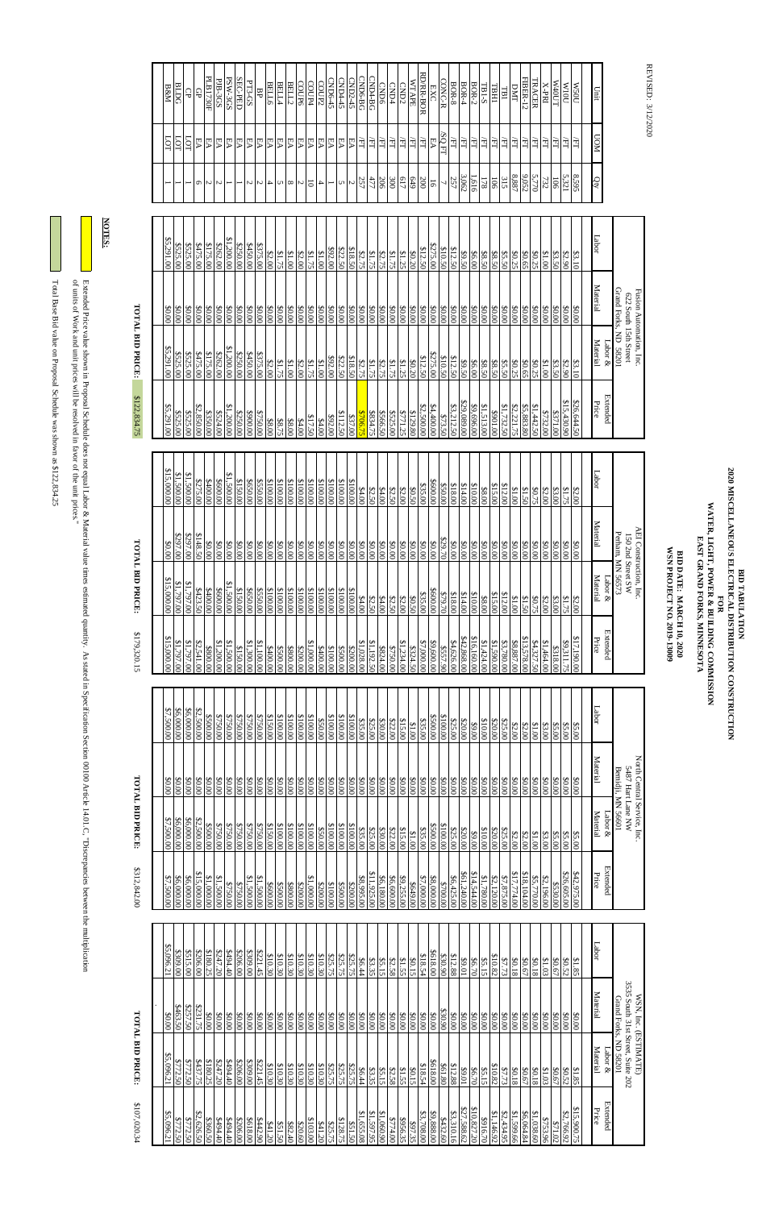REVISED: 3/12/2020

# BID TABULATION
## 2020 MISCELLANEOUS ELECTRICAL DISTRIBUTION CONSTRUCTION
## FOR
## WATER, LIGHT, POWER & BUILDING COMMISSION
## EAST GRAND FORKS, MINNESOTA

**BID DATE: MARCH 10, 2020**
**WSN PROJECT NO. 2019-13009**

| | | | Fusion Automation, Inc. 622 South 15th Street Grand Forks, ND 58201 | | | | AEI Construction, Inc. 150 2nd Street SW Perham, MN 56573 | | | | North Central Service, Inc. 5487 Hart Lane NW Bemidji, MN 56601 | | | | WSN, Inc. (ESTIMATE) 3535 South 31st Street, Suite 202 Grand Forks, ND 58201 | | | |
|---|---|---|---|---|---|---|---|---|---|---|---|---|---|---|---|---|---|---|
| Unit | UOM | Qty | Labor | Material | Labor & Material | Extended Price | Labor | Material | Labor & Material | Extended Price | Labor | Material | Labor & Material | Extended Price | Labor | Material | Labor & Material | Extended Price |
| W500 | /FT | 8,595 | $3.10 | $0.00 | $3.10 | $26,644.50 | $2.00 | $0.00 | $2.00 | $17,190.00 | $5.00 | $0.00 | $5.00 | $42,975.00 | $1.85 | $0.00 | $1.85 | $15,900.75 |
| W1/0U | /FT | 5,321 | $2.90 | $0.00 | $2.90 | $15,430.90 | $1.75 | $0.00 | $1.75 | $9,311.75 | $5.00 | $0.00 | $5.00 | $26,605.00 | $0.52 | $0.00 | $0.52 | $2,766.92 |
| W4/0UT | /FT | 106 | $3.50 | $0.00 | $3.50 | $371.00 | $3.00 | $0.00 | $3.00 | $318.00 | $5.00 | $0.00 | $5.00 | $530.00 | $0.67 | $0.00 | $0.67 | $71.02 |
| X-PRI | /FT | 732 | $1.00 | $0.00 | $1.00 | $732.00 | $2.00 | $0.00 | $2.00 | $1,464.00 | $3.00 | $0.00 | $3.00 | $2,196.00 | $1.03 | $0.00 | $1.03 | $753.96 |
| TRACER | /FT | 5,770 | $0.25 | $0.00 | $0.25 | $1,442.50 | $0.75 | $0.00 | $0.75 | $4,327.50 | $1.00 | $0.00 | $1.00 | $5,770.00 | $0.18 | $0.00 | $0.18 | $1,038.60 |
| FIBER-12 | /FT | 9,052 | $0.65 | $0.00 | $0.65 | $5,883.80 | $1.50 | $0.00 | $1.50 | $13,578.00 | $2.00 | $0.00 | $2.00 | $18,104.00 | $0.67 | $0.00 | $0.67 | $6,064.84 |
| DMT | /FT | 8,887 | $0.25 | $0.00 | $0.25 | $2,221.75 | $1.00 | $0.00 | $1.00 | $8,887.00 | $2.00 | $0.00 | $2.00 | $17,774.00 | $0.18 | $0.00 | $0.18 | $1,599.66 |
| TBI | /FT | 315 | $5.50 | $0.00 | $5.50 | $1,732.50 | $12.00 | $0.00 | $12.00 | $3,780.00 | $25.00 | $0.00 | $25.00 | $7,875.00 | $7.73 | $0.00 | $7.73 | $2,434.95 |
| TBHI | /FT | 106 | $8.50 | $0.00 | $8.50 | $901.00 | $15.00 | $0.00 | $15.00 | $1,590.00 | $20.00 | $0.00 | $20.00 | $2,120.00 | $10.82 | $0.00 | $10.82 | $1,146.92 |
| TBI-S | /FT | 178 | $8.50 | $0.00 | $8.50 | $1,513.00 | $8.00 | $0.00 | $8.00 | $1,424.00 | $10.00 | $0.00 | $10.00 | $1,780.00 | $5.15 | $0.00 | $5.15 | $916.70 |
| BOR-2 | /FT | 1,616 | $6.00 | $0.00 | $6.00 | $9,696.00 | $10.00 | $0.00 | $10.00 | $16,160.00 | $9.00 | $0.00 | $9.00 | $14,544.00 | $6.70 | $0.00 | $6.70 | $10,827.20 |
| BOR-4 | /FT | 3,062 | $9.50 | $0.00 | $9.50 | $29,089.00 | $14.00 | $0.00 | $14.00 | $42,868.00 | $20.00 | $0.00 | $20.00 | $61,240.00 | $9.01 | $0.00 | $9.01 | $27,588.62 |
| BOR-8 | /FT | 257 | $12.50 | $0.00 | $12.50 | $3,212.50 | $18.00 | $0.00 | $18.00 | $4,626.00 | $25.00 | $0.00 | $25.00 | $6,425.00 | $12.88 | $0.00 | $12.88 | $3,310.16 |
| CONC-R | /SQ FT | 7 | $10.50 | $0.00 | $10.50 | $73.50 | $50.00 | $29.70 | $79.70 | $557.90 | $100.00 | $0.00 | $100.00 | $700.00 | $61.80 | $0.00 | $61.80 | $432.60 |
| EXC | EA | 16 | $275.00 | $0.00 | $275.00 | $4,400.00 | $600.00 | $0.00 | $600.00 | $9,600.00 | $500.00 | $0.00 | $500.00 | $8,000.00 | $618.00 | $0.00 | $618.00 | $9,888.00 |
| RD/RR-BOR | /FT | 200 | $12.50 | $0.00 | $12.50 | $2,500.00 | $35.00 | $0.00 | $35.00 | $7,000.00 | $35.00 | $0.00 | $35.00 | $7,000.00 | $18.54 | $0.00 | $18.54 | $3,708.00 |
| WTAPE | /FT | 649 | $0.20 | $0.00 | $0.20 | $129.80 | $0.50 | $0.00 | $0.50 | $324.50 | $1.00 | $0.00 | $1.00 | $649.00 | $0.15 | $0.00 | $0.15 | $97.35 |
| CND2 | /FT | 617 | $1.25 | $0.00 | $1.25 | $771.25 | $2.00 | $0.00 | $2.00 | $1,234.00 | $15.00 | $0.00 | $15.00 | $9,255.00 | $1.55 | $0.00 | $1.55 | $956.35 |
| CND4 | /FT | 300 | $1.75 | $0.00 | $1.75 | $525.00 | $2.50 | $0.00 | $2.50 | $750.00 | $22.00 | $0.00 | $22.00 | $6,600.00 | $2.58 | $0.00 | $2.58 | $774.00 |
| CND6 | /FT | 206 | $2.75 | $0.00 | $2.75 | $566.50 | $4.00 | $0.00 | $4.00 | $824.00 | $30.00 | $0.00 | $30.00 | $6,180.00 | $5.15 | $0.00 | $5.15 | $1,060.90 |
| CND4-BG | /FT | 477 | $1.75 | $0.00 | $1.75 | $834.75 | $2.50 | $0.00 | $2.50 | $1,192.50 | $25.00 | $0.00 | $25.00 | $11,925.00 | $3.35 | $0.00 | $3.35 | $1,597.95 |
| CND6-BG | /FT | 257 | $2.75 | $0.00 | $2.75 | $706.75 | $4.00 | $0.00 | $4.00 | $1,028.00 | $35.00 | $0.00 | $35.00 | $8,995.00 | $6.44 | $0.00 | $6.44 | $1,655.08 |
| CND2-45 | EA | 2 | $18.50 | $0.00 | $18.50 | $37.00 | $100.00 | $0.00 | $100.00 | $200.00 | $100.00 | $0.00 | $100.00 | $200.00 | $25.75 | $0.00 | $25.75 | $51.50 |
| CND4-45 | EA | 5 | $22.50 | $0.00 | $22.50 | $112.50 | $100.00 | $0.00 | $100.00 | $500.00 | $100.00 | $0.00 | $100.00 | $500.00 | $25.75 | $0.00 | $25.75 | $128.75 |
| CND6-45 | EA | 1 | $92.00 | $0.00 | $92.00 | $92.00 | $100.00 | $0.00 | $100.00 | $100.00 | $100.00 | $0.00 | $100.00 | $100.00 | $25.75 | $0.00 | $25.75 | $25.75 |
| COU2 | EA | 4 | $1.00 | $0.00 | $1.00 | $4.00 | $100.00 | $0.00 | $100.00 | $400.00 | $50.00 | $0.00 | $50.00 | $200.00 | $10.30 | $0.00 | $10.30 | $41.20 |
| COU4 | EA | 10 | $1.75 | $0.00 | $1.75 | $17.50 | $100.00 | $0.00 | $100.00 | $1,000.00 | $100.00 | $0.00 | $100.00 | $1,000.00 | $10.30 | $0.00 | $10.30 | $103.00 |
| COU6 | EA | 2 | $2.00 | $0.00 | $2.00 | $4.00 | $100.00 | $0.00 | $100.00 | $200.00 | $100.00 | $0.00 | $100.00 | $200.00 | $10.30 | $0.00 | $10.30 | $20.60 |
| BELL2 | EA | 8 | $1.00 | $0.00 | $1.00 | $8.00 | $100.00 | $0.00 | $100.00 | $800.00 | $100.00 | $0.00 | $100.00 | $800.00 | $10.30 | $0.00 | $10.30 | $82.40 |
| BELL4 | EA | 5 | $1.75 | $0.00 | $1.75 | $8.75 | $100.00 | $0.00 | $100.00 | $500.00 | $100.00 | $0.00 | $100.00 | $500.00 | $10.30 | $0.00 | $10.30 | $51.50 |
| BELL6 | EA | 4 | $2.00 | $0.00 | $2.00 | $8.00 | $100.00 | $0.00 | $100.00 | $400.00 | $100.00 | $0.00 | $100.00 | $400.00 | $10.30 | $0.00 | $10.30 | $41.20 |
| BP | EA | 2 | $275.00 | $0.00 | $275.00 | $550.00 | $550.00 | $0.00 | $550.00 | $1,100.00 | $250.00 | $0.00 | $250.00 | $500.00 | $221.45 | $0.00 | $221.45 | $442.90 |
| PT3-GS | EA | 2 | $450.00 | $0.00 | $450.00 | $900.00 | $650.00 | $0.00 | $650.00 | $1,300.00 | $750.00 | $0.00 | $750.00 | $1,500.00 | $309.00 | $0.00 | $309.00 | $618.00 |
| SEC-PED | EA | 1 | $250.00 | $0.00 | $250.00 | $250.00 | $150.00 | $0.00 | $150.00 | $150.00 | $750.00 | $0.00 | $750.00 | $750.00 | $206.00 | $0.00 | $206.00 | $206.00 |
| PSW-3GS | EA | 1 | $1,200.00 | $0.00 | $1,200.00 | $1,200.00 | $1,500.00 | $0.00 | $1,500.00 | $1,500.00 | $750.00 | $0.00 | $750.00 | $750.00 | $494.40 | $0.00 | $494.40 | $494.40 |
| PIB-3GS | EA | 2 | $262.00 | $0.00 | $262.00 | $524.00 | $600.00 | $0.00 | $600.00 | $1,200.00 | $750.00 | $0.00 | $750.00 | $1,500.00 | $247.20 | $0.00 | $247.20 | $494.40 |
| PLB1730F | EA | 2 | $175.00 | $0.00 | $175.00 | $350.00 | $400.00 | $0.00 | $400.00 | $800.00 | $500.00 | $0.00 | $500.00 | $1,000.00 | $180.25 | $0.00 | $180.25 | $360.50 |
| GP | EA | 6 | $475.00 | $0.00 | $475.00 | $2,850.00 | $275.00 | $148.50 | $423.50 | $2,541.00 | $2,500.00 | $0.00 | $2,500.00 | $15,000.00 | $206.00 | $231.75 | $437.75 | $2,626.50 |
| CP | LOT | 1 | $525.00 | $0.00 | $525.00 | $525.00 | $1,500.00 | $297.00 | $1,797.00 | $1,797.00 | $6,000.00 | $0.00 | $6,000.00 | $6,000.00 | $515.00 | $257.50 | $772.50 | $772.50 |
| BLDG | LOT | 1 | $525.00 | $0.00 | $525.00 | $525.00 | $1,500.00 | $297.00 | $1,797.00 | $1,797.00 | $6,000.00 | $0.00 | $6,000.00 | $6,000.00 | $309.00 | $463.50 | $772.50 | $772.50 |
| B&M | LOT | 1 | $5,291.00 | $0.00 | $5,291.00 | $5,291.00 | $15,000.00 | $0.00 | $15,000.00 | $15,000.00 | $7,500.00 | $0.00 | $7,500.00 | $7,500.00 | $5,096.21 | $0.00 | $5,096.21 | $5,096.21 |
| | | | | | TOTAL BID PRICE: | $122,834.75 | | | TOTAL BID PRICE: | $179,320.15 | | | TOTAL BID PRICE: | $312,842.00 | | | TOTAL BID PRICE: | $107,020.34 |

**NOTES:**

- (Yellow) Extended Price value shown in Proposal Schedule does not equal Labor & Material value times estimated quantity. As stated in Specification Section 00100 Article 14.01.C, "Discrepancies between the multiplication of units of Work and unit prices will be resolved in favor of the unit prices."
- (Green) Total Base Bid value on Proposal Schedule was shown as $122,834.25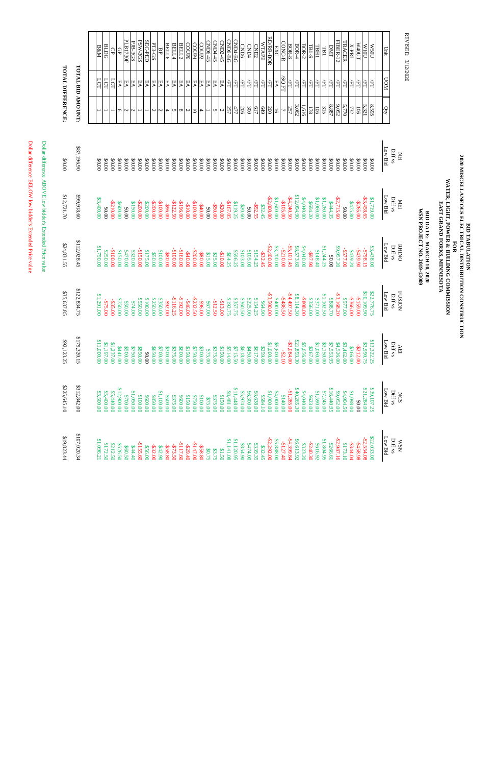REVISED: 3/12/2020

# BID TABULATION
## 2020 MISCELLANEOUS ELECTRICAL DISTRIBUTION CONSTRUCTION
## FOR
## WATER, LIGHT, POWER & BUILDING COMMISSION
## EAST GRAND FORKS, MINNESOTA

**BID DATE: MARCH 10, 2020**
**WSN PROJECT NO. 2019-13009**

| Unit | UOM | Qty | NH Diff vs Low Bid | MEI Diff vs Low Bid | RHINO Diff vs Low Bid | FUSION Diff vs Low Bid | AEI Diff vs Low Bid | NCS Diff vs Low Bid | WSN Diff vs Low Bid |
|---|---|---|---|---|---|---|---|---|---|
| W500 | /FT | 8,595 | $0.00 | $1,719.00 | $3,438.00 | $22,776.75 | $13,322.25 | $39,107.25 | $12,033.00 |
| W100 | /FT | 5,321 | $0.00 | -$3,458.65 | -$798.15 | $10,109.90 | $3,990.75 | $21,284.00 | -$2,554.08 |
| W400T | /FT | 106 | $0.00 | -$265.00 | -$439.90 | -$159.00 | -$212.00 | $0.00 | -$458.98 |
| X-PRI | /FT | 732 | $0.00 | $475.80 | $439.20 | -$366.00 | $366.00 | $1,098.00 | -$344.04 |
| TRACER | /FT | 5,770 | $0.00 | $0.00 | -$577.00 | $577.00 | $3,462.00 | $4,904.50 | $173.10 |
| FIBER-12 | /FT | 9,052 | $0.00 | -$2,715.60 | $9,957.20 | -$3,168.20 | $4,526.00 | $9,052.00 | -$2,987.16 |
| DMT | /FT | 8,887 | $0.00 | $444.35 | $0.00 | $888.70 | $7,553.95 | $16,440.95 | $266.61 |
| TB1 | /FT | 315 | $0.00 | $1,260.00 | $1,244.25 | $1,102.50 | $3,150.00 | $7,245.00 | $1,804.95 |
| TBH1 | /FT | 106 | $0.00 | $1,060.00 | $148.40 | $371.00 | $1,060.00 | $1,590.00 | $616.92 |
| TB1-S | /FT | 178 | $0.00 | $694.20 | -$97.90 | $356.00 | $267.00 | $623.00 | -$240.30 |
| BOR-2 | /FT | 1,616 | $0.00 | $4,040.00 | $4,040.00 | -$808.00 | $5,656.00 | $4,040.00 | $323.20 |
| BOR-4 | /FT | 3,062 | $0.00 | $12,094.90 | $8,573.60 | $8,114.30 | $21,893.30 | $40,265.30 | $6,613.92 |
| BOR-8 | /FT | 257 | $0.00 | -$4,240.50 | -$5,101.45 | -$4,497.50 | -$3,084.00 | -$1,285.00 | -$4,399.84 |
| CONC-R | /SQ FT | 7 | $0.00 | -$105.00 | -$210.00 | -$486.50 | -$2.10 | $140.00 | -$127.40 |
| EXC | EA | 16 | $0.00 | $1,600.00 | $3,200.00 | $400.00 | $5,600.00 | $4,000.00 | $5,888.00 |
| RD/RR-BOR | /FT | 200 | $0.00 | -$2,800.00 | -$2,400.00 | -$3,500.00 | $1,000.00 | $1,000.00 | -$2,292.00 |
| WTAPE | /FT | 649 | $0.00 | $32.45 | -$32.45 | $64.90 | $259.60 | $584.10 | $32.45 |
| CND2 | /FT | 617 | $0.00 | -$92.55 | $154.25 | $154.25 | $617.00 | $8,638.00 | $339.35 |
| CND4 | /FT | 300 | $0.00 | $0.00 | $105.00 | $225.00 | $450.00 | $6,300.00 | $474.00 |
| CND6 | /FT | 206 | $0.00 | $20.60 | $20.60 | $180.00 | $618.00 | $5,974.00 | $854.90 |
| CND4-BG | /FT | 477 | $0.00 | $119.25 | $596.25 | $357.75 | $715.50 | $11,448.00 | $1,149.95 |
| CND6-BG | /FT | 257 | $0.00 | -$167.05 | $64.25 | $192.75 | $514.00 | $8,481.00 | $1,141.08 |
| CND2-45 | EA | 2 | $0.00 | -$20.00 | -$10.00 | -$13.00 | $150.00 | $150.00 | $1.50 |
| CND4-45 | EA | 5 | $0.00 | -$50.00 | $25.00 | -$12.50 | $375.00 | $375.00 | $3.75 |
| CND6-45 | EA | 1 | $0.00 | $0.00 | $15.00 | $67.00 | $75.00 | $75.00 | $0.75 |
| COUP2 | EA | 4 | $0.00 | -$40.00 | -$80.00 | -$96.00 | $300.00 | $100.00 | -$58.80 |
| COUP4 | EA | 10 | $0.00 | -$100.00 | -$200.00 | -$232.50 | $750.00 | $750.00 | -$147.00 |
| COUP6 | EA | 2 | $0.00 | -$10.00 | -$40.00 | -$46.00 | $150.00 | $150.00 | -$29.40 |
| BELL2 | EA | 8 | $0.00 | -$196.00 | -$160.00 | -$192.00 | $600.00 | $600.00 | -$117.60 |
| BELL4 | EA | 5 | $0.00 | -$122.50 | -$100.00 | -$116.25 | $375.00 | $375.00 | -$73.50 |
| BELL6 | EA | 4 | $0.00 | -$96.00 | -$80.00 | -$92.00 | $300.00 | $500.00 | -$58.80 |
| BP | EA | 2 | $0.00 | -$100.00 | $100.00 | $350.00 | $700.00 | $1,100.00 | $42.90 |
| PT3-GS | EA | 2 | $0.00 | -$200.00 | $50.00 | $250.00 | $650.00 | $850.00 | -$32.00 |
| SEC-PED | EA | 1 | $0.00 | $200.00 | $175.00 | $100.00 | $0.00 | $600.00 | $56.00 |
| PSW-3GS | EA | 1 | $0.00 | -$200.00 | -$150.00 | $550.00 | $850.00 | $100.00 | -$155.60 |
| PIB-3GS | EA | 2 | $0.00 | $150.00 | $320.00 | $74.00 | $750.00 | $1,050.00 | $44.40 |
| PLB1730F | EA | 2 | $0.00 | $0.00 | $470.00 | $50.00 | $500.00 | $700.00 | $60.50 |
| GP | EA | 6 | $0.00 | $600.00 | $150.00 | $750.00 | $441.00 | $12,900.00 | $526.50 |
| CP | LOT | 1 | $0.00 | -$210.00 | -$100.00 | -$35.00 | $1,237.00 | $5,440.00 | $212.50 |
| BLDG | LOT | 1 | $0.00 | $0.00 | $250.00 | -$75.00 | $1,197.00 | $5,400.00 | $172.50 |
| B&M | LOT | 1 | $0.00 | $3,400.00 | $1,790.00 | $1,291.00 | $11,000.00 | $3,500.00 | $1,096.21 |
| **TOTAL BID AMOUNT:** | | | $87,196.90 | $99,918.60 | $112,028.45 | $122,834.75 | $179,320.15 | $312,842.00 | $107,020.34 |
| **TOTAL DIFFERENCE:** | | | $0.00 | $12,721.70 | $24,831.55 | $35,637.85 | $92,123.25 | $225,645.10 | $19,823.44 |

Dollar difference ABOVE low bidder's Extended Price value

Dollar difference BELOW low bidder's Extended Price value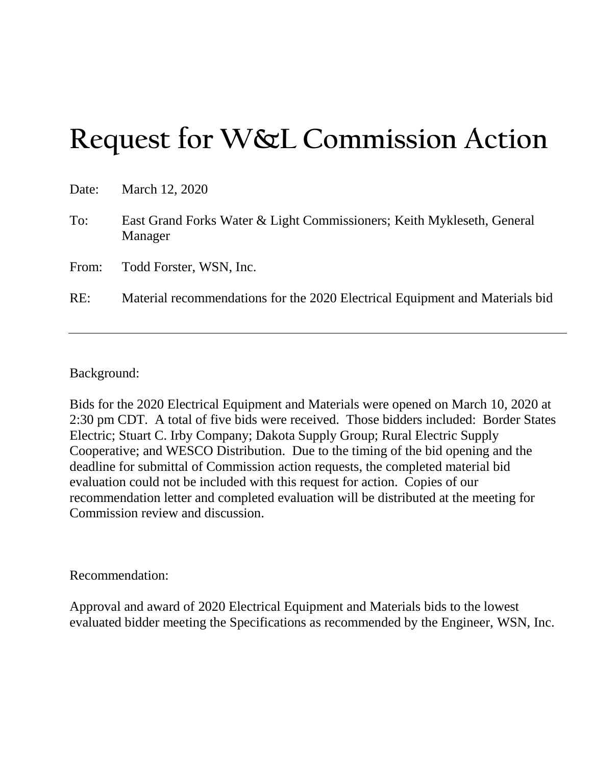# Request for W&L Commission Action

Date: March 12, 2020

To: East Grand Forks Water & Light Commissioners; Keith Mykleseth, General Manager

From: Todd Forster, WSN, Inc.

RE: Material recommendations for the 2020 Electrical Equipment and Materials bid

---

Background:

Bids for the 2020 Electrical Equipment and Materials were opened on March 10, 2020 at 2:30 pm CDT. A total of five bids were received. Those bidders included: Border States Electric; Stuart C. Irby Company; Dakota Supply Group; Rural Electric Supply Cooperative; and WESCO Distribution. Due to the timing of the bid opening and the deadline for submittal of Commission action requests, the completed material bid evaluation could not be included with this request for action. Copies of our recommendation letter and completed evaluation will be distributed at the meeting for Commission review and discussion.

Recommendation:

Approval and award of 2020 Electrical Equipment and Materials bids to the lowest evaluated bidder meeting the Specifications as recommended by the Engineer, WSN, Inc.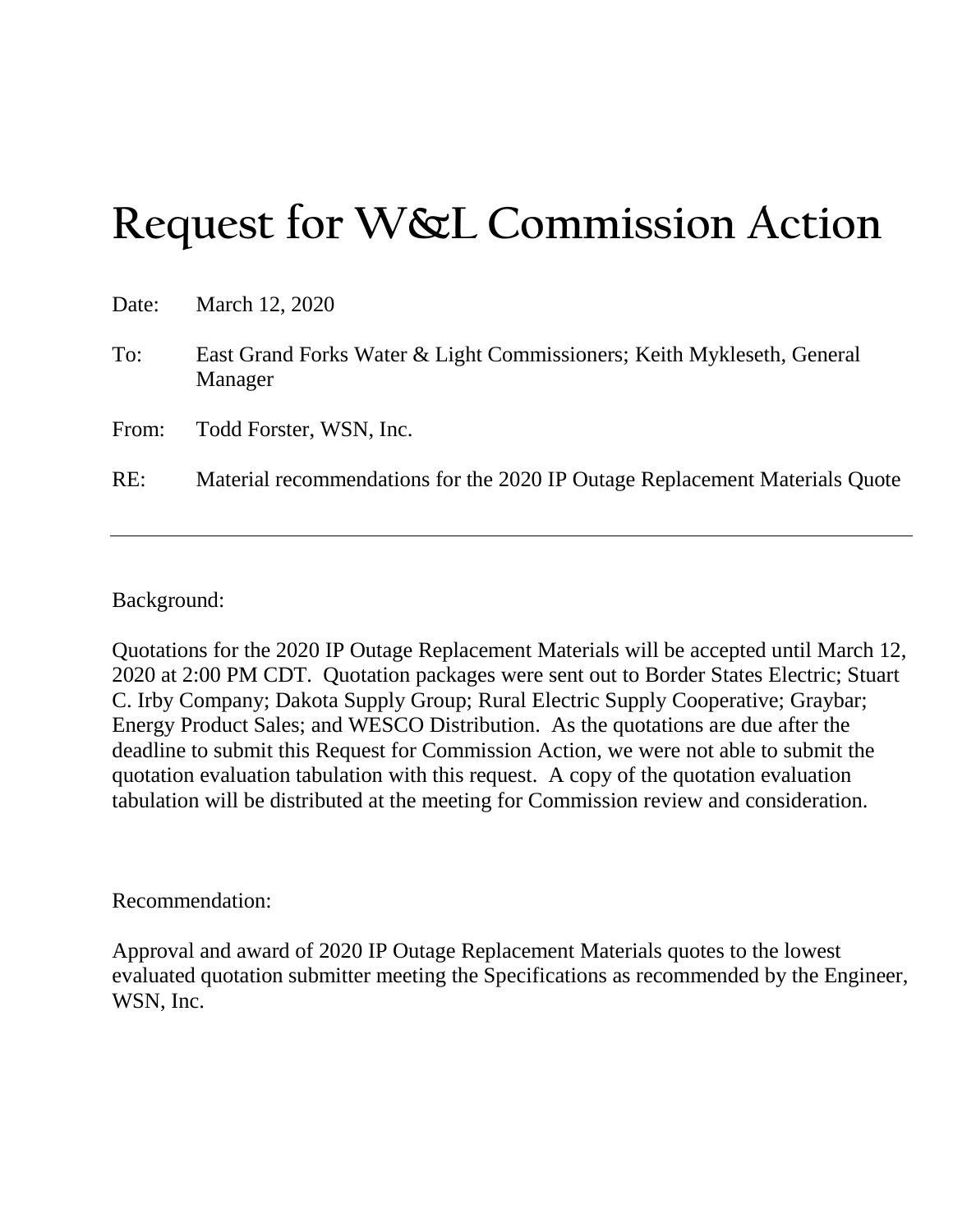# Request for W&L Commission Action

Date: March 12, 2020

To: East Grand Forks Water & Light Commissioners; Keith Mykleseth, General Manager

From: Todd Forster, WSN, Inc.

RE: Material recommendations for the 2020 IP Outage Replacement Materials Quote

---

Background:

Quotations for the 2020 IP Outage Replacement Materials will be accepted until March 12, 2020 at 2:00 PM CDT. Quotation packages were sent out to Border States Electric; Stuart C. Irby Company; Dakota Supply Group; Rural Electric Supply Cooperative; Graybar; Energy Product Sales; and WESCO Distribution. As the quotations are due after the deadline to submit this Request for Commission Action, we were not able to submit the quotation evaluation tabulation with this request. A copy of the quotation evaluation tabulation will be distributed at the meeting for Commission review and consideration.

Recommendation:

Approval and award of 2020 IP Outage Replacement Materials quotes to the lowest evaluated quotation submitter meeting the Specifications as recommended by the Engineer, WSN, Inc.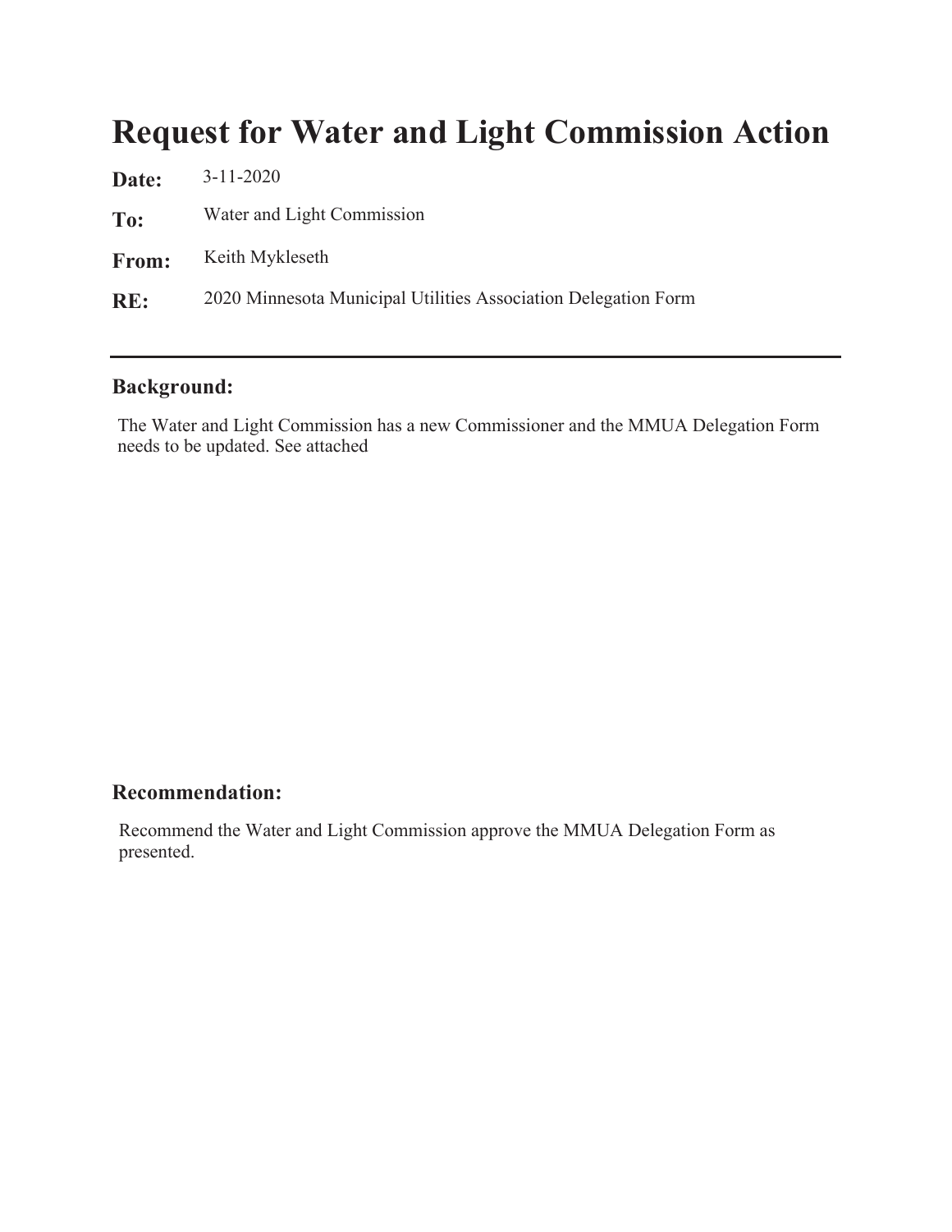# Request for Water and Light Commission Action

**Date:** 3-11-2020

**To:** Water and Light Commission

**From:** Keith Mykleseth

**RE:** 2020 Minnesota Municipal Utilities Association Delegation Form

---

## Background:

The Water and Light Commission has a new Commissioner and the MMUA Delegation Form needs to be updated. See attached

## Recommendation:

Recommend the Water and Light Commission approve the MMUA Delegation Form as presented.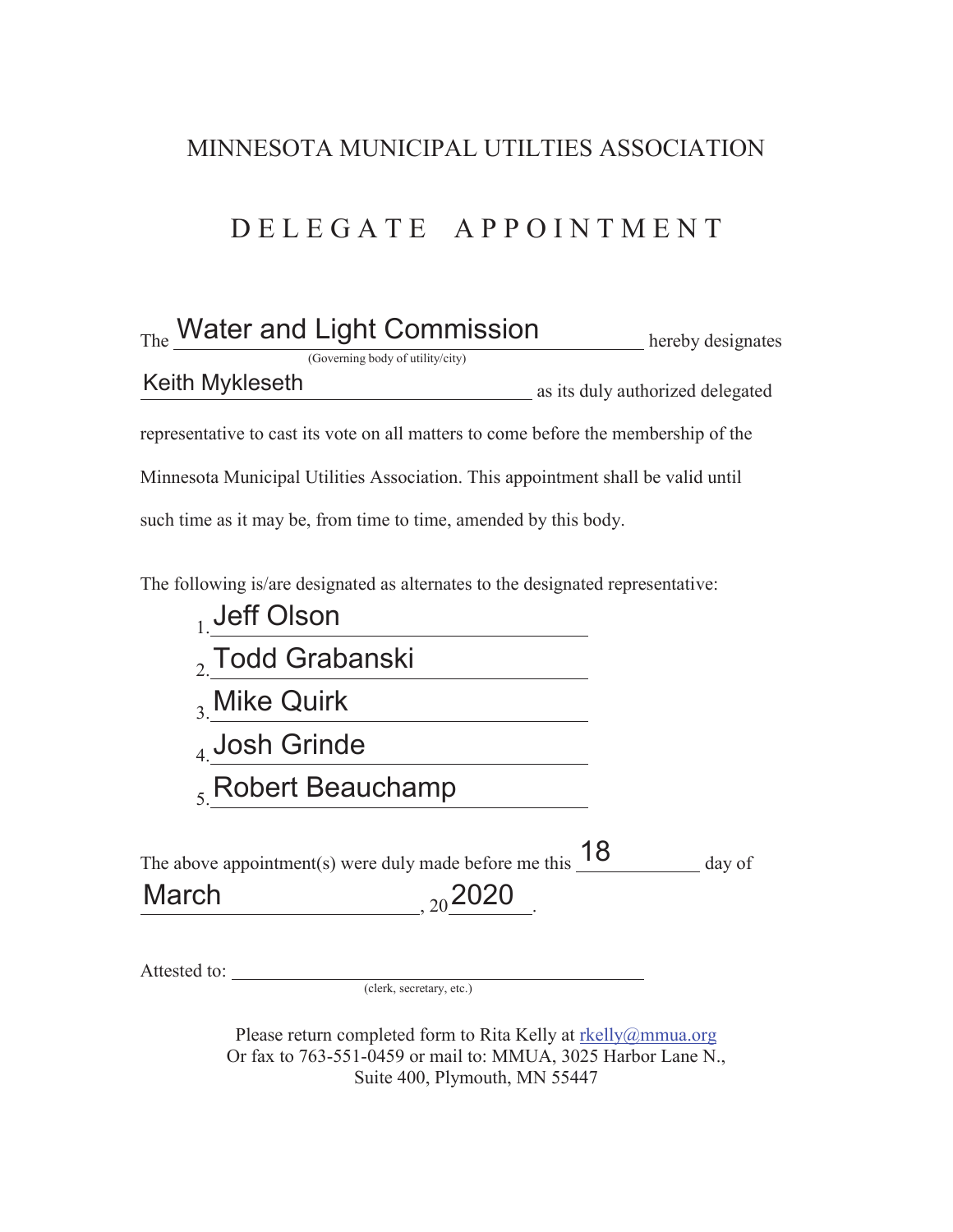# MINNESOTA MUNICIPAL UTILTIES ASSOCIATION

## D E L E G A T E   A P P O I N T M E N T

The Water and Light Commission hereby designates
(Governing body of utility/city)

Keith Mykleseth as its duly authorized delegated representative to cast its vote on all matters to come before the membership of the Minnesota Municipal Utilities Association. This appointment shall be valid until such time as it may be, from time to time, amended by this body.

The following is/are designated as alternates to the designated representative:

1. Jeff Olson
2. Todd Grabanski
3. Mike Quirk
4. Josh Grinde
5. Robert Beauchamp

The above appointment(s) were duly made before me this 18 day of March, 20 2020.

Attested to: ______________________________
(clerk, secretary, etc.)

Please return completed form to Rita Kelly at rkelly@mmua.org
Or fax to 763-551-0459 or mail to: MMUA, 3025 Harbor Lane N., Suite 400, Plymouth, MN 55447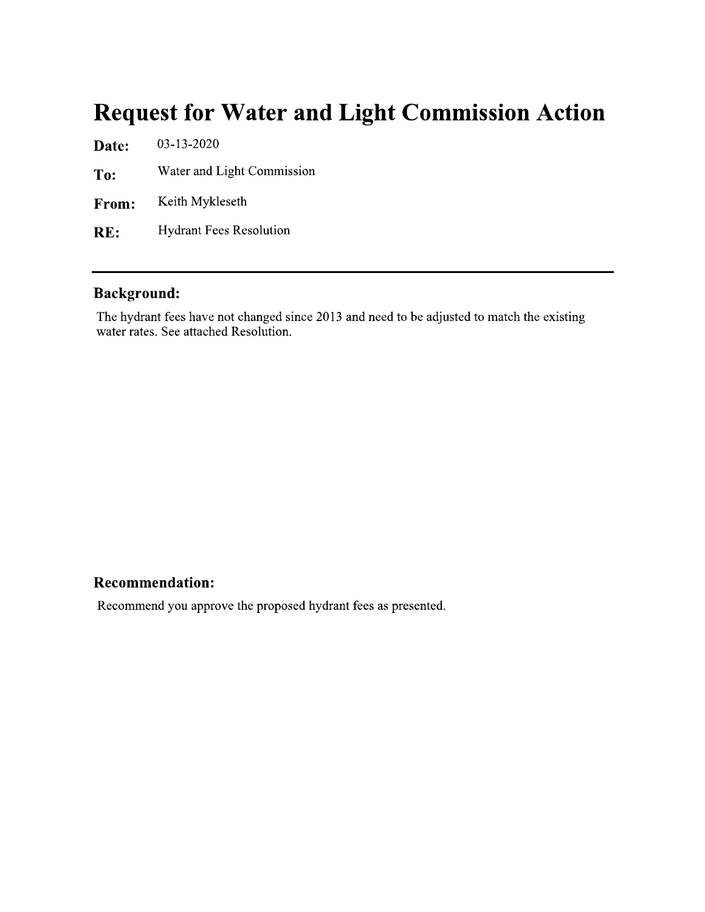# Request for Water and Light Commission Action

**Date:** 03-13-2020

**To:** Water and Light Commission

**From:** Keith Mykleseth

**RE:** Hydrant Fees Resolution

---

## Background:

The hydrant fees have not changed since 2013 and need to be adjusted to match the existing water rates. See attached Resolution.

## Recommendation:

Recommend you approve the proposed hydrant fees as presented.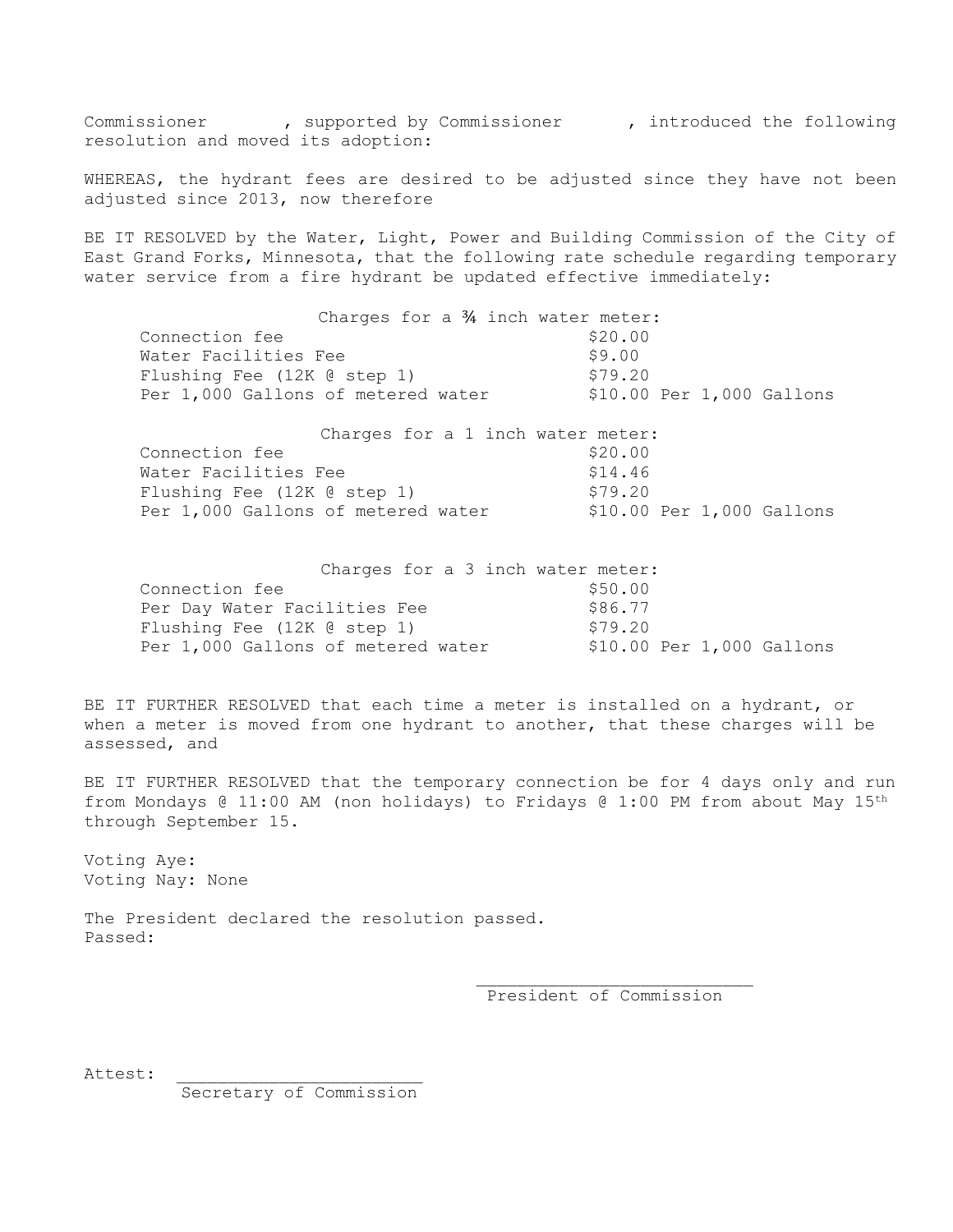Commissioner , supported by Commissioner , introduced the following resolution and moved its adoption:

WHEREAS, the hydrant fees are desired to be adjusted since they have not been adjusted since 2013, now therefore

BE IT RESOLVED by the Water, Light, Power and Building Commission of the City of East Grand Forks, Minnesota, that the following rate schedule regarding temporary water service from a fire hydrant be updated effective immediately:

| Charges for a ¾ inch water meter: | |
|---|---|
| Connection fee | $20.00 |
| Water Facilities Fee | $9.00 |
| Flushing Fee (12K @ step 1) | $79.20 |
| Per 1,000 Gallons of metered water | $10.00 Per 1,000 Gallons |

| Charges for a 1 inch water meter: | |
|---|---|
| Connection fee | $20.00 |
| Water Facilities Fee | $14.46 |
| Flushing Fee (12K @ step 1) | $79.20 |
| Per 1,000 Gallons of metered water | $10.00 Per 1,000 Gallons |

| Charges for a 3 inch water meter: | |
|---|---|
| Connection fee | $50.00 |
| Per Day Water Facilities Fee | $86.77 |
| Flushing Fee (12K @ step 1) | $79.20 |
| Per 1,000 Gallons of metered water | $10.00 Per 1,000 Gallons |

BE IT FURTHER RESOLVED that each time a meter is installed on a hydrant, or when a meter is moved from one hydrant to another, that these charges will be assessed, and

BE IT FURTHER RESOLVED that the temporary connection be for 4 days only and run from Mondays @ 11:00 AM (non holidays) to Fridays @ 1:00 PM from about May 15th through September 15.

Voting Aye:
Voting Nay: None

The President declared the resolution passed.
Passed:

\_\_\_\_\_\_\_\_\_\_\_\_\_\_\_\_\_\_\_\_\_\_\_\_\_\_\_
President of Commission

Attest: \_\_\_\_\_\_\_\_\_\_\_\_\_\_\_\_\_\_\_\_\_\_\_\_
Secretary of Commission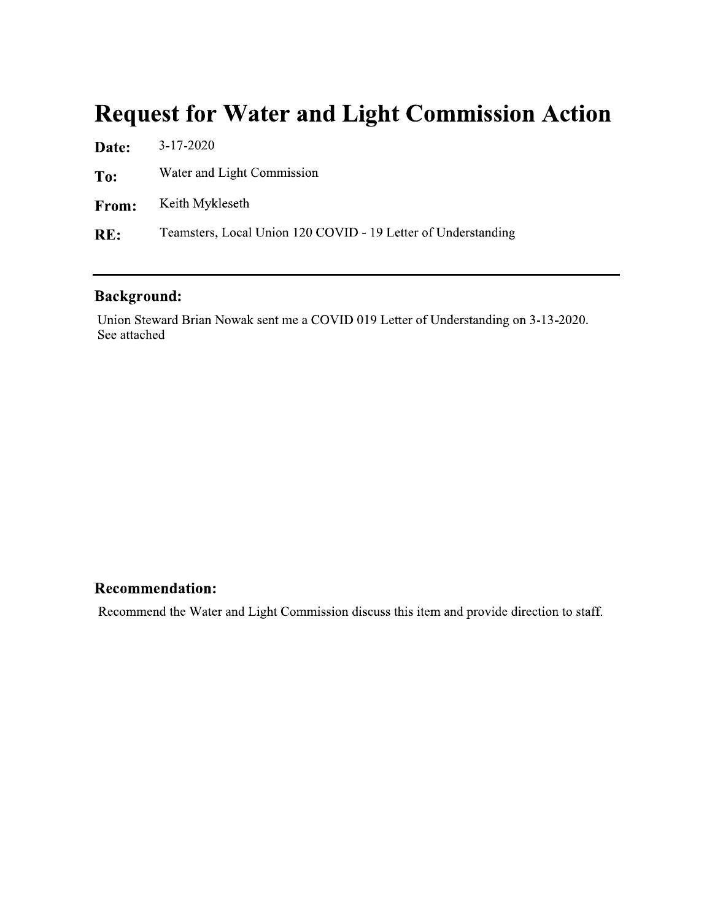# Request for Water and Light Commission Action

**Date:** 3-17-2020

**To:** Water and Light Commission

**From:** Keith Mykleseth

**RE:** Teamsters, Local Union 120 COVID - 19 Letter of Understanding

---

## Background:

Union Steward Brian Nowak sent me a COVID 019 Letter of Understanding on 3-13-2020. See attached

## Recommendation:

Recommend the Water and Light Commission discuss this item and provide direction to staff.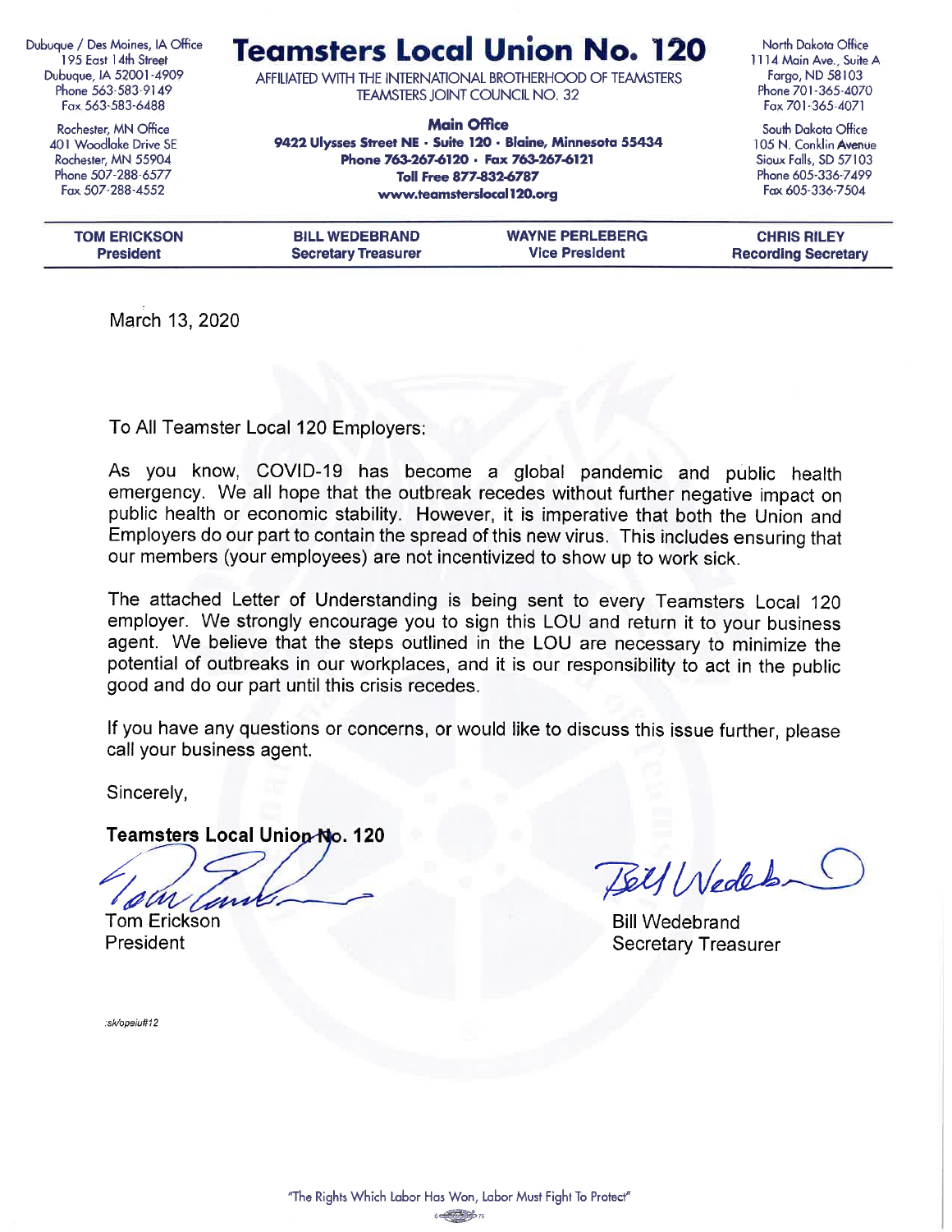Dubuque / Des Moines, IA Office
195 East 14th Street
Dubuque, IA 52001-4909
Phone 563-583-9149
Fax 563-583-6488

Rochester, MN Office
401 Woodlake Drive SE
Rochester, MN 55904
Phone 507-288-6577
Fax 507-288-4552

# Teamsters Local Union No. 120

AFFILIATED WITH THE INTERNATIONAL BROTHERHOOD OF TEAMSTERS
TEAMSTERS JOINT COUNCIL NO. 32

**Main Office**
**9422 Ulysses Street NE · Suite 120 · Blaine, Minnesota 55434**
**Phone 763-267-6120 · Fax 763-267-6121**
**Toll Free 877-832-6787**
**www.teamsterslocal120.org**

North Dakota Office
1114 Main Ave., Suite A
Fargo, ND 58103
Phone 701-365-4070
Fax 701-365-4071

South Dakota Office
105 N. Conklin Avenue
Sioux Falls, SD 57103
Phone 605-336-7499
Fax 605-336-7504

| TOM ERICKSON | BILL WEDEBRAND | WAYNE PERLEBERG | CHRIS RILEY |
|---|---|---|---|
| President | Secretary Treasurer | Vice President | Recording Secretary |

March 13, 2020

To All Teamster Local 120 Employers:

As you know, COVID-19 has become a global pandemic and public health emergency. We all hope that the outbreak recedes without further negative impact on public health or economic stability. However, it is imperative that both the Union and Employers do our part to contain the spread of this new virus. This includes ensuring that our members (your employees) are not incentivized to show up to work sick.

The attached Letter of Understanding is being sent to every Teamsters Local 120 employer. We strongly encourage you to sign this LOU and return it to your business agent. We believe that the steps outlined in the LOU are necessary to minimize the potential of outbreaks in our workplaces, and it is our responsibility to act in the public good and do our part until this crisis recedes.

If you have any questions or concerns, or would like to discuss this issue further, please call your business agent.

Sincerely,

**Teamsters Local Union No. 120**

Tom Erickson
President

Bill Wedebrand
Secretary Treasurer

:sk/opeiu#12

"The Rights Which Labor Has Won, Labor Must Fight To Protect"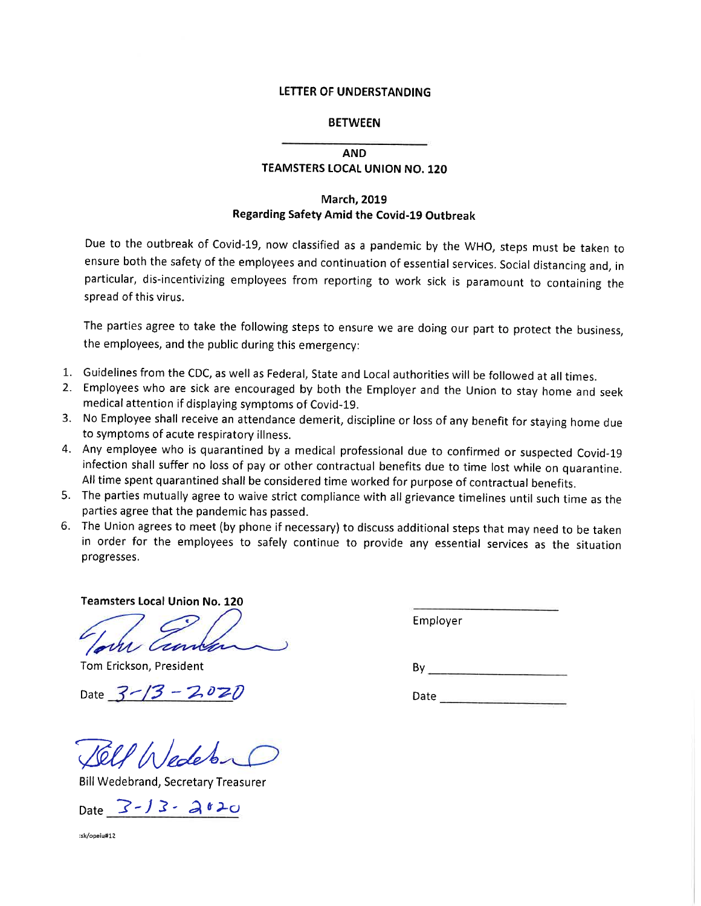**LETTER OF UNDERSTANDING**

**BETWEEN**

**\_\_\_\_\_\_\_\_\_\_\_\_\_\_\_\_\_\_\_\_**

**AND**

**TEAMSTERS LOCAL UNION NO. 120**

**March, 2019**

**Regarding Safety Amid the Covid-19 Outbreak**

Due to the outbreak of Covid-19, now classified as a pandemic by the WHO, steps must be taken to ensure both the safety of the employees and continuation of essential services. Social distancing and, in particular, dis-incentivizing employees from reporting to work sick is paramount to containing the spread of this virus.

The parties agree to take the following steps to ensure we are doing our part to protect the business, the employees, and the public during this emergency:

1. Guidelines from the CDC, as well as Federal, State and Local authorities will be followed at all times.
2. Employees who are sick are encouraged by both the Employer and the Union to stay home and seek medical attention if displaying symptoms of Covid-19.
3. No Employee shall receive an attendance demerit, discipline or loss of any benefit for staying home due to symptoms of acute respiratory illness.
4. Any employee who is quarantined by a medical professional due to confirmed or suspected Covid-19 infection shall suffer no loss of pay or other contractual benefits due to time lost while on quarantine. All time spent quarantined shall be considered time worked for purpose of contractual benefits.
5. The parties mutually agree to waive strict compliance with all grievance timelines until such time as the parties agree that the pandemic has passed.
6. The Union agrees to meet (by phone if necessary) to discuss additional steps that may need to be taken in order for the employees to safely continue to provide any essential services as the situation progresses.

**Teamsters Local Union No. 120**

Tom Erickson, President

Date 3-13-2020

Bill Wedebrand, Secretary Treasurer

Date 3-13-2020

\_\_\_\_\_\_\_\_\_\_\_\_\_\_\_\_\_\_\_\_

Employer

By \_\_\_\_\_\_\_\_\_\_\_\_\_\_\_\_\_\_\_\_

Date \_\_\_\_\_\_\_\_\_\_\_\_\_\_\_\_\_\_\_\_

:sk/opeiu#12